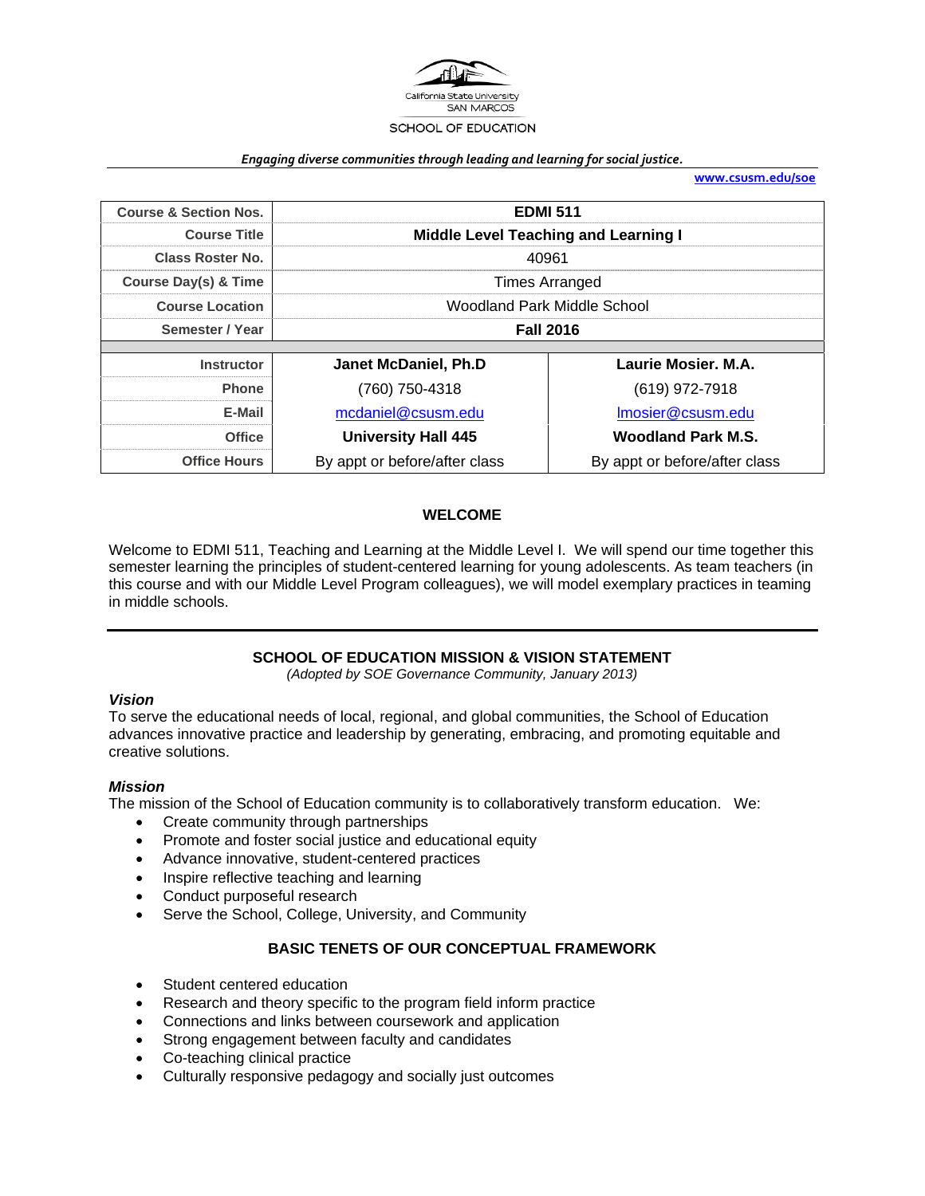California State University
SAN MARCOS
SCHOOL OF EDUCATION

*Engaging diverse communities through leading and learning for social justice.*

**www.csusm.edu/soe**

| Course & Section Nos. | EDMI 511 | |
|---|---|---|
| Course Title | Middle Level Teaching and Learning I | |
| Class Roster No. | 40961 | |
| Course Day(s) & Time | Times Arranged | |
| Course Location | Woodland Park Middle School | |
| Semester / Year | Fall 2016 | |
| Instructor | Janet McDaniel, Ph.D | Laurie Mosier. M.A. |
| Phone | (760) 750-4318 | (619) 972-7918 |
| E-Mail | mcdaniel@csusm.edu | lmosier@csusm.edu |
| Office | University Hall 445 | Woodland Park M.S. |
| Office Hours | By appt or before/after class | By appt or before/after class |

## WELCOME

Welcome to EDMI 511, Teaching and Learning at the Middle Level I. We will spend our time together this semester learning the principles of student-centered learning for young adolescents. As team teachers (in this course and with our Middle Level Program colleagues), we will model exemplary practices in teaming in middle schools.

## SCHOOL OF EDUCATION MISSION & VISION STATEMENT

*(Adopted by SOE Governance Community, January 2013)*

### *Vision*

To serve the educational needs of local, regional, and global communities, the School of Education advances innovative practice and leadership by generating, embracing, and promoting equitable and creative solutions.

### *Mission*

The mission of the School of Education community is to collaboratively transform education. We:

- Create community through partnerships
- Promote and foster social justice and educational equity
- Advance innovative, student-centered practices
- Inspire reflective teaching and learning
- Conduct purposeful research
- Serve the School, College, University, and Community

## BASIC TENETS OF OUR CONCEPTUAL FRAMEWORK

- Student centered education
- Research and theory specific to the program field inform practice
- Connections and links between coursework and application
- Strong engagement between faculty and candidates
- Co-teaching clinical practice
- Culturally responsive pedagogy and socially just outcomes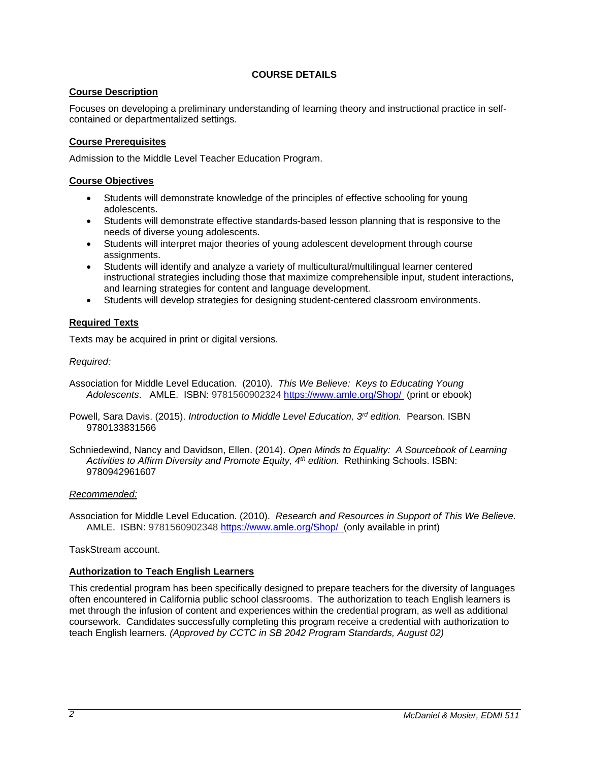## COURSE DETAILS

### Course Description

Focuses on developing a preliminary understanding of learning theory and instructional practice in self-contained or departmentalized settings.

### Course Prerequisites

Admission to the Middle Level Teacher Education Program.

### Course Objectives

- Students will demonstrate knowledge of the principles of effective schooling for young adolescents.
- Students will demonstrate effective standards-based lesson planning that is responsive to the needs of diverse young adolescents.
- Students will interpret major theories of young adolescent development through course assignments.
- Students will identify and analyze a variety of multicultural/multilingual learner centered instructional strategies including those that maximize comprehensible input, student interactions, and learning strategies for content and language development.
- Students will develop strategies for designing student-centered classroom environments.

### Required Texts

Texts may be acquired in print or digital versions.

*Required:*

Association for Middle Level Education. (2010). *This We Believe: Keys to Educating Young Adolescents*. AMLE. ISBN: 9781560902324 https://www.amle.org/Shop/ (print or ebook)

Powell, Sara Davis. (2015). *Introduction to Middle Level Education, 3rd edition.* Pearson. ISBN 9780133831566

Schniedewind, Nancy and Davidson, Ellen. (2014). *Open Minds to Equality: A Sourcebook of Learning Activities to Affirm Diversity and Promote Equity, 4th edition.* Rethinking Schools. ISBN: 9780942961607

*Recommended:*

Association for Middle Level Education. (2010). *Research and Resources in Support of This We Believe.* AMLE. ISBN: 9781560902348 https://www.amle.org/Shop/ (only available in print)

TaskStream account.

### Authorization to Teach English Learners

This credential program has been specifically designed to prepare teachers for the diversity of languages often encountered in California public school classrooms. The authorization to teach English learners is met through the infusion of content and experiences within the credential program, as well as additional coursework. Candidates successfully completing this program receive a credential with authorization to teach English learners. *(Approved by CCTC in SB 2042 Program Standards, August 02)*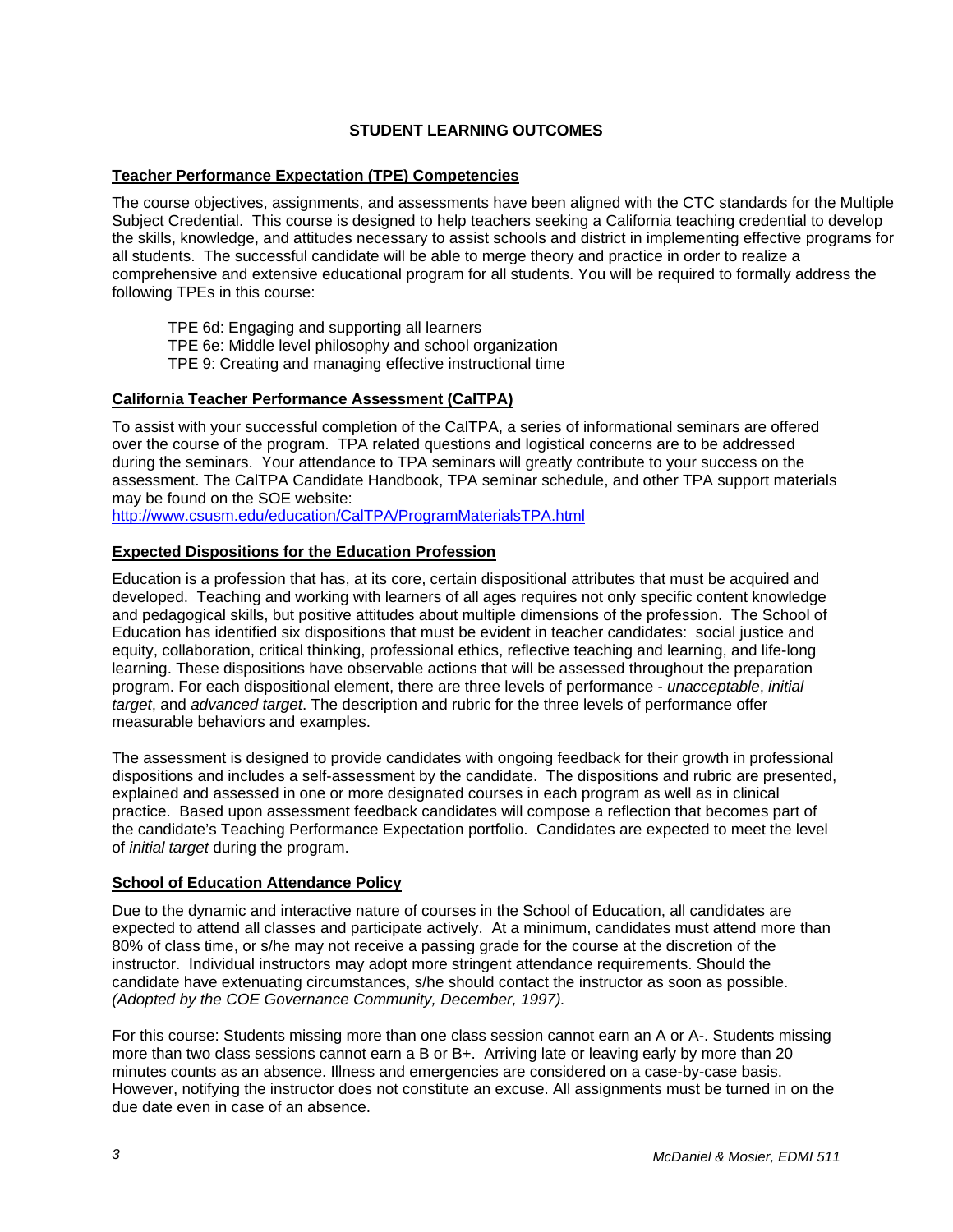## STUDENT LEARNING OUTCOMES

### Teacher Performance Expectation (TPE) Competencies

The course objectives, assignments, and assessments have been aligned with the CTC standards for the Multiple Subject Credential. This course is designed to help teachers seeking a California teaching credential to develop the skills, knowledge, and attitudes necessary to assist schools and district in implementing effective programs for all students. The successful candidate will be able to merge theory and practice in order to realize a comprehensive and extensive educational program for all students. You will be required to formally address the following TPEs in this course:

TPE 6d: Engaging and supporting all learners
TPE 6e: Middle level philosophy and school organization
TPE 9: Creating and managing effective instructional time

### California Teacher Performance Assessment (CalTPA)

To assist with your successful completion of the CalTPA, a series of informational seminars are offered over the course of the program. TPA related questions and logistical concerns are to be addressed during the seminars. Your attendance to TPA seminars will greatly contribute to your success on the assessment. The CalTPA Candidate Handbook, TPA seminar schedule, and other TPA support materials may be found on the SOE website:
http://www.csusm.edu/education/CalTPA/ProgramMaterialsTPA.html

### Expected Dispositions for the Education Profession

Education is a profession that has, at its core, certain dispositional attributes that must be acquired and developed. Teaching and working with learners of all ages requires not only specific content knowledge and pedagogical skills, but positive attitudes about multiple dimensions of the profession. The School of Education has identified six dispositions that must be evident in teacher candidates: social justice and equity, collaboration, critical thinking, professional ethics, reflective teaching and learning, and life-long learning. These dispositions have observable actions that will be assessed throughout the preparation program. For each dispositional element, there are three levels of performance - *unacceptable*, *initial target*, and *advanced target*. The description and rubric for the three levels of performance offer measurable behaviors and examples.

The assessment is designed to provide candidates with ongoing feedback for their growth in professional dispositions and includes a self-assessment by the candidate. The dispositions and rubric are presented, explained and assessed in one or more designated courses in each program as well as in clinical practice. Based upon assessment feedback candidates will compose a reflection that becomes part of the candidate's Teaching Performance Expectation portfolio. Candidates are expected to meet the level of *initial target* during the program.

### School of Education Attendance Policy

Due to the dynamic and interactive nature of courses in the School of Education, all candidates are expected to attend all classes and participate actively. At a minimum, candidates must attend more than 80% of class time, or s/he may not receive a passing grade for the course at the discretion of the instructor. Individual instructors may adopt more stringent attendance requirements. Should the candidate have extenuating circumstances, s/he should contact the instructor as soon as possible. *(Adopted by the COE Governance Community, December, 1997).*

For this course: Students missing more than one class session cannot earn an A or A-. Students missing more than two class sessions cannot earn a B or B+. Arriving late or leaving early by more than 20 minutes counts as an absence. Illness and emergencies are considered on a case-by-case basis. However, notifying the instructor does not constitute an excuse. All assignments must be turned in on the due date even in case of an absence.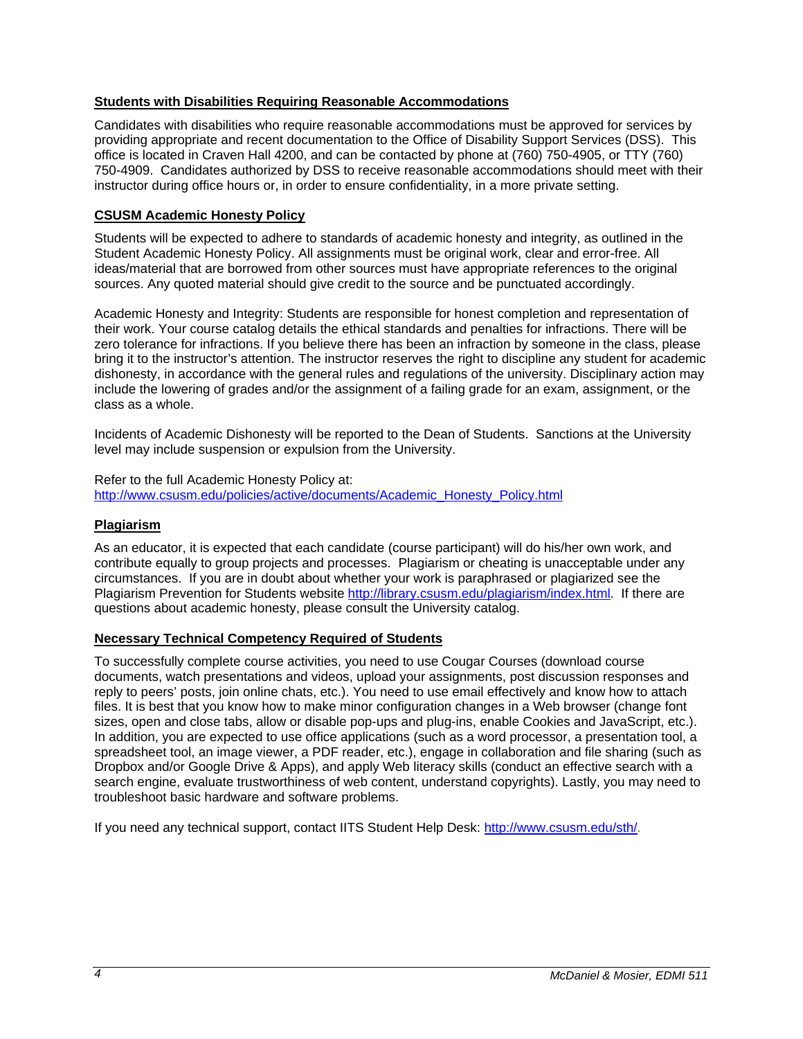## Students with Disabilities Requiring Reasonable Accommodations

Candidates with disabilities who require reasonable accommodations must be approved for services by providing appropriate and recent documentation to the Office of Disability Support Services (DSS). This office is located in Craven Hall 4200, and can be contacted by phone at (760) 750-4905, or TTY (760) 750-4909. Candidates authorized by DSS to receive reasonable accommodations should meet with their instructor during office hours or, in order to ensure confidentiality, in a more private setting.

## CSUSM Academic Honesty Policy

Students will be expected to adhere to standards of academic honesty and integrity, as outlined in the Student Academic Honesty Policy. All assignments must be original work, clear and error-free. All ideas/material that are borrowed from other sources must have appropriate references to the original sources. Any quoted material should give credit to the source and be punctuated accordingly.

Academic Honesty and Integrity: Students are responsible for honest completion and representation of their work. Your course catalog details the ethical standards and penalties for infractions. There will be zero tolerance for infractions. If you believe there has been an infraction by someone in the class, please bring it to the instructor's attention. The instructor reserves the right to discipline any student for academic dishonesty, in accordance with the general rules and regulations of the university. Disciplinary action may include the lowering of grades and/or the assignment of a failing grade for an exam, assignment, or the class as a whole.

Incidents of Academic Dishonesty will be reported to the Dean of Students. Sanctions at the University level may include suspension or expulsion from the University.

Refer to the full Academic Honesty Policy at:
http://www.csusm.edu/policies/active/documents/Academic_Honesty_Policy.html

## Plagiarism

As an educator, it is expected that each candidate (course participant) will do his/her own work, and contribute equally to group projects and processes. Plagiarism or cheating is unacceptable under any circumstances. If you are in doubt about whether your work is paraphrased or plagiarized see the Plagiarism Prevention for Students website http://library.csusm.edu/plagiarism/index.html. If there are questions about academic honesty, please consult the University catalog.

## Necessary Technical Competency Required of Students

To successfully complete course activities, you need to use Cougar Courses (download course documents, watch presentations and videos, upload your assignments, post discussion responses and reply to peers' posts, join online chats, etc.). You need to use email effectively and know how to attach files. It is best that you know how to make minor configuration changes in a Web browser (change font sizes, open and close tabs, allow or disable pop-ups and plug-ins, enable Cookies and JavaScript, etc.). In addition, you are expected to use office applications (such as a word processor, a presentation tool, a spreadsheet tool, an image viewer, a PDF reader, etc.), engage in collaboration and file sharing (such as Dropbox and/or Google Drive & Apps), and apply Web literacy skills (conduct an effective search with a search engine, evaluate trustworthiness of web content, understand copyrights). Lastly, you may need to troubleshoot basic hardware and software problems.

If you need any technical support, contact IITS Student Help Desk: http://www.csusm.edu/sth/.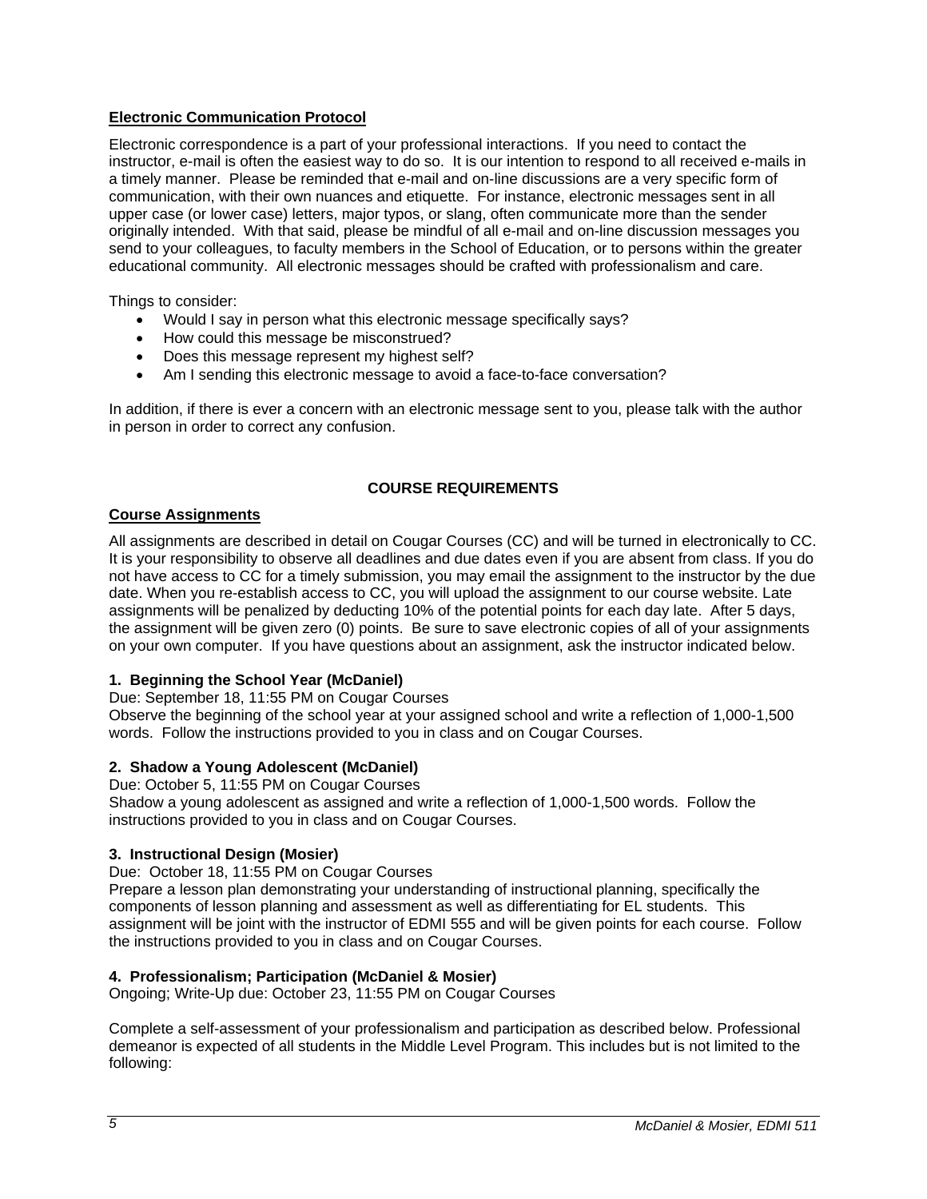**Electronic Communication Protocol**

Electronic correspondence is a part of your professional interactions. If you need to contact the instructor, e-mail is often the easiest way to do so. It is our intention to respond to all received e-mails in a timely manner. Please be reminded that e-mail and on-line discussions are a very specific form of communication, with their own nuances and etiquette. For instance, electronic messages sent in all upper case (or lower case) letters, major typos, or slang, often communicate more than the sender originally intended. With that said, please be mindful of all e-mail and on-line discussion messages you send to your colleagues, to faculty members in the School of Education, or to persons within the greater educational community. All electronic messages should be crafted with professionalism and care.

Things to consider:

- Would I say in person what this electronic message specifically says?
- How could this message be misconstrued?
- Does this message represent my highest self?
- Am I sending this electronic message to avoid a face-to-face conversation?

In addition, if there is ever a concern with an electronic message sent to you, please talk with the author in person in order to correct any confusion.

## COURSE REQUIREMENTS

**Course Assignments**

All assignments are described in detail on Cougar Courses (CC) and will be turned in electronically to CC. It is your responsibility to observe all deadlines and due dates even if you are absent from class. If you do not have access to CC for a timely submission, you may email the assignment to the instructor by the due date. When you re-establish access to CC, you will upload the assignment to our course website. Late assignments will be penalized by deducting 10% of the potential points for each day late. After 5 days, the assignment will be given zero (0) points. Be sure to save electronic copies of all of your assignments on your own computer. If you have questions about an assignment, ask the instructor indicated below.

**1. Beginning the School Year (McDaniel)**

Due: September 18, 11:55 PM on Cougar Courses
Observe the beginning of the school year at your assigned school and write a reflection of 1,000-1,500 words. Follow the instructions provided to you in class and on Cougar Courses.

**2. Shadow a Young Adolescent (McDaniel)**

Due: October 5, 11:55 PM on Cougar Courses
Shadow a young adolescent as assigned and write a reflection of 1,000-1,500 words. Follow the instructions provided to you in class and on Cougar Courses.

**3. Instructional Design (Mosier)**

Due: October 18, 11:55 PM on Cougar Courses
Prepare a lesson plan demonstrating your understanding of instructional planning, specifically the components of lesson planning and assessment as well as differentiating for EL students. This assignment will be joint with the instructor of EDMI 555 and will be given points for each course. Follow the instructions provided to you in class and on Cougar Courses.

**4. Professionalism; Participation (McDaniel & Mosier)**

Ongoing; Write-Up due: October 23, 11:55 PM on Cougar Courses

Complete a self-assessment of your professionalism and participation as described below. Professional demeanor is expected of all students in the Middle Level Program. This includes but is not limited to the following: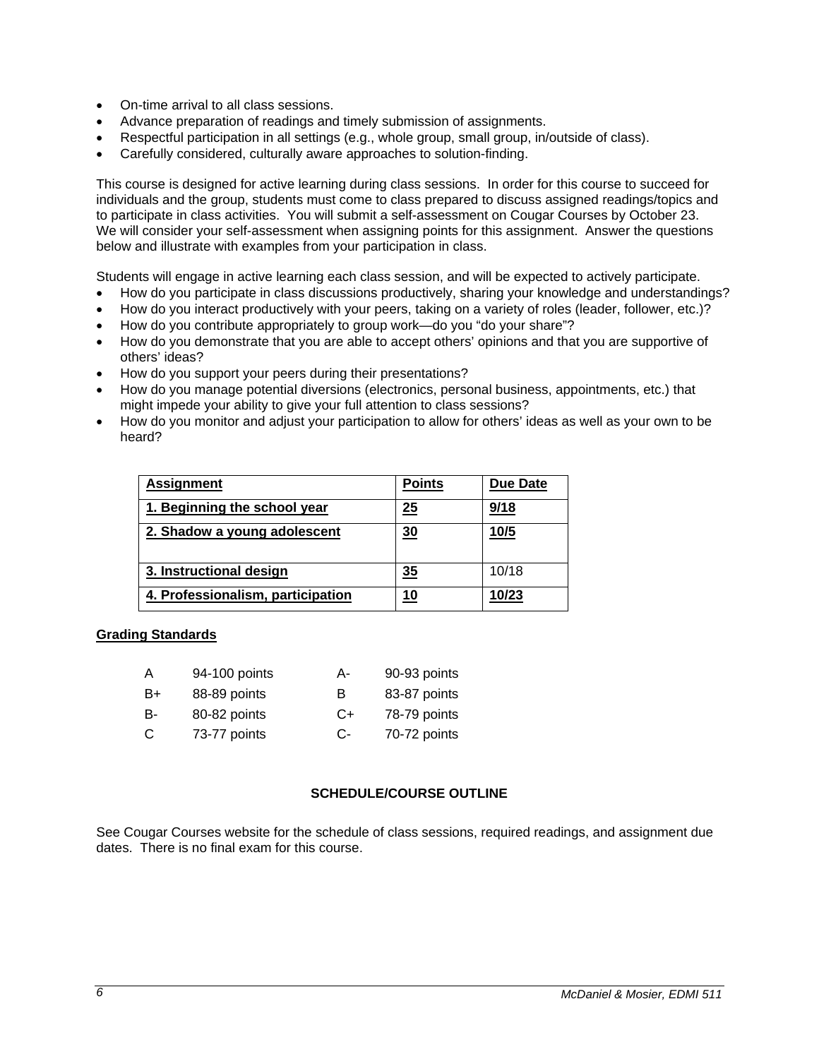- On-time arrival to all class sessions.
- Advance preparation of readings and timely submission of assignments.
- Respectful participation in all settings (e.g., whole group, small group, in/outside of class).
- Carefully considered, culturally aware approaches to solution-finding.

This course is designed for active learning during class sessions. In order for this course to succeed for individuals and the group, students must come to class prepared to discuss assigned readings/topics and to participate in class activities. You will submit a self-assessment on Cougar Courses by October 23. We will consider your self-assessment when assigning points for this assignment. Answer the questions below and illustrate with examples from your participation in class.

Students will engage in active learning each class session, and will be expected to actively participate.

- How do you participate in class discussions productively, sharing your knowledge and understandings?
- How do you interact productively with your peers, taking on a variety of roles (leader, follower, etc.)?
- How do you contribute appropriately to group work—do you "do your share"?
- How do you demonstrate that you are able to accept others' opinions and that you are supportive of others' ideas?
- How do you support your peers during their presentations?
- How do you manage potential diversions (electronics, personal business, appointments, etc.) that might impede your ability to give your full attention to class sessions?
- How do you monitor and adjust your participation to allow for others' ideas as well as your own to be heard?

| **Assignment** | **Points** | **Due Date** |
|---|---|---|
| **1. Beginning the school year** | **25** | **9/18** |
| **2. Shadow a young adolescent** | **30** | **10/5** |
| **3. Instructional design** | **35** | 10/18 |
| **4. Professionalism, participation** | **10** | **10/23** |

**Grading Standards**

| | | | |
|---|---|---|---|
| A | 94-100 points | A- | 90-93 points |
| B+ | 88-89 points | B | 83-87 points |
| B- | 80-82 points | C+ | 78-79 points |
| C | 73-77 points | C- | 70-72 points |

## SCHEDULE/COURSE OUTLINE

See Cougar Courses website for the schedule of class sessions, required readings, and assignment due dates. There is no final exam for this course.